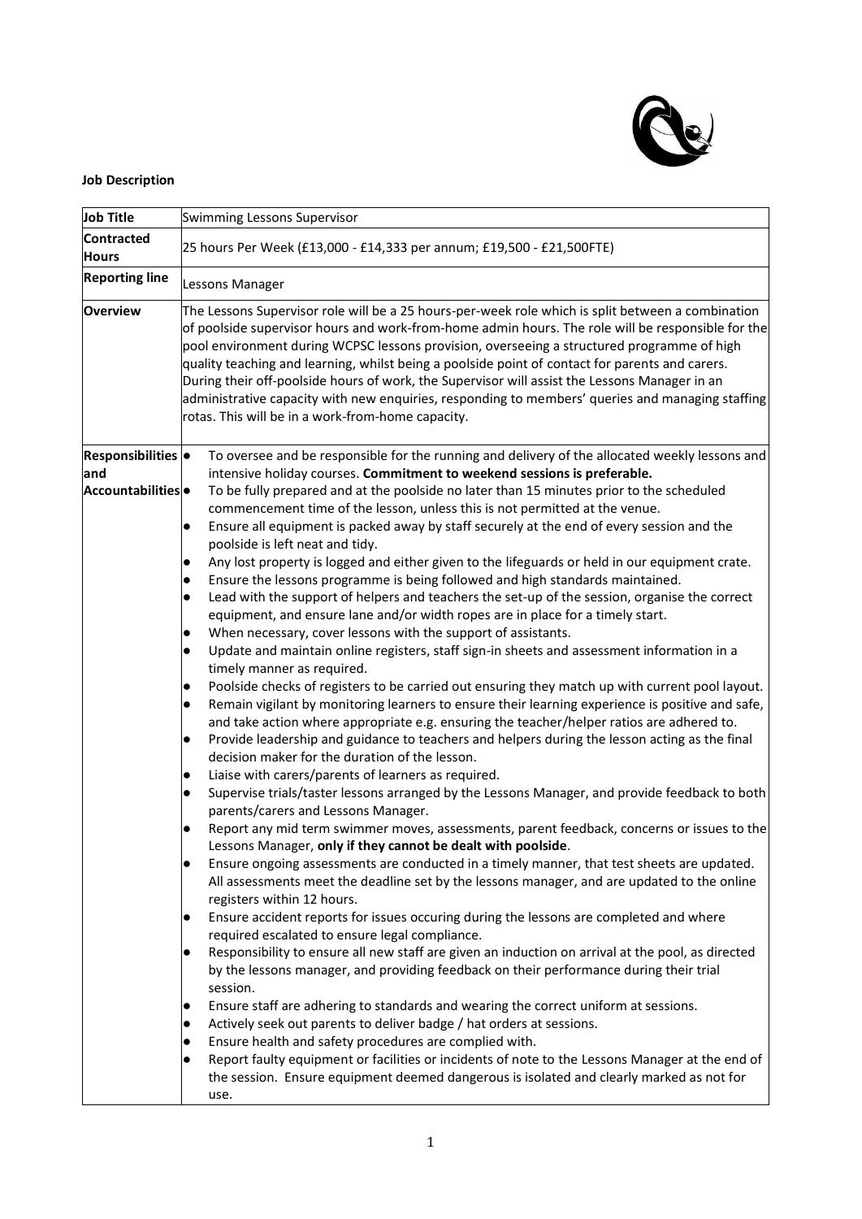**Job Description**

| Job Title | Swimming Lessons Supervisor |
|---|---|
| **Contracted Hours** | 25 hours Per Week (£13,000 - £14,333 per annum; £19,500 - £21,500FTE) |
| **Reporting line** | Lessons Manager |
| **Overview** | The Lessons Supervisor role will be a 25 hours-per-week role which is split between a combination of poolside supervisor hours and work-from-home admin hours. The role will be responsible for the pool environment during WCPSC lessons provision, overseeing a structured programme of high quality teaching and learning, whilst being a poolside point of contact for parents and carers. During their off-poolside hours of work, the Supervisor will assist the Lessons Manager in an administrative capacity with new enquiries, responding to members' queries and managing staffing rotas. This will be in a work-from-home capacity. |
| **Responsibilities and Accountabilities** | • To oversee and be responsible for the running and delivery of the allocated weekly lessons and intensive holiday courses. **Commitment to weekend sessions is preferable.**<br>• To be fully prepared and at the poolside no later than 15 minutes prior to the scheduled commencement time of the lesson, unless this is not permitted at the venue.<br>• Ensure all equipment is packed away by staff securely at the end of every session and the poolside is left neat and tidy.<br>• Any lost property is logged and either given to the lifeguards or held in our equipment crate.<br>• Ensure the lessons programme is being followed and high standards maintained.<br>• Lead with the support of helpers and teachers the set-up of the session, organise the correct equipment, and ensure lane and/or width ropes are in place for a timely start.<br>• When necessary, cover lessons with the support of assistants.<br>• Update and maintain online registers, staff sign-in sheets and assessment information in a timely manner as required.<br>• Poolside checks of registers to be carried out ensuring they match up with current pool layout.<br>• Remain vigilant by monitoring learners to ensure their learning experience is positive and safe, and take action where appropriate e.g. ensuring the teacher/helper ratios are adhered to.<br>• Provide leadership and guidance to teachers and helpers during the lesson acting as the final decision maker for the duration of the lesson.<br>• Liaise with carers/parents of learners as required.<br>• Supervise trials/taster lessons arranged by the Lessons Manager, and provide feedback to both parents/carers and Lessons Manager.<br>• Report any mid term swimmer moves, assessments, parent feedback, concerns or issues to the Lessons Manager, **only if they cannot be dealt with poolside**.<br>• Ensure ongoing assessments are conducted in a timely manner, that test sheets are updated. All assessments meet the deadline set by the lessons manager, and are updated to the online registers within 12 hours.<br>• Ensure accident reports for issues occuring during the lessons are completed and where required escalated to ensure legal compliance.<br>• Responsibility to ensure all new staff are given an induction on arrival at the pool, as directed by the lessons manager, and providing feedback on their performance during their trial session.<br>• Ensure staff are adhering to standards and wearing the correct uniform at sessions.<br>• Actively seek out parents to deliver badge / hat orders at sessions.<br>• Ensure health and safety procedures are complied with.<br>• Report faulty equipment or facilities or incidents of note to the Lessons Manager at the end of the session. Ensure equipment deemed dangerous is isolated and clearly marked as not for use. |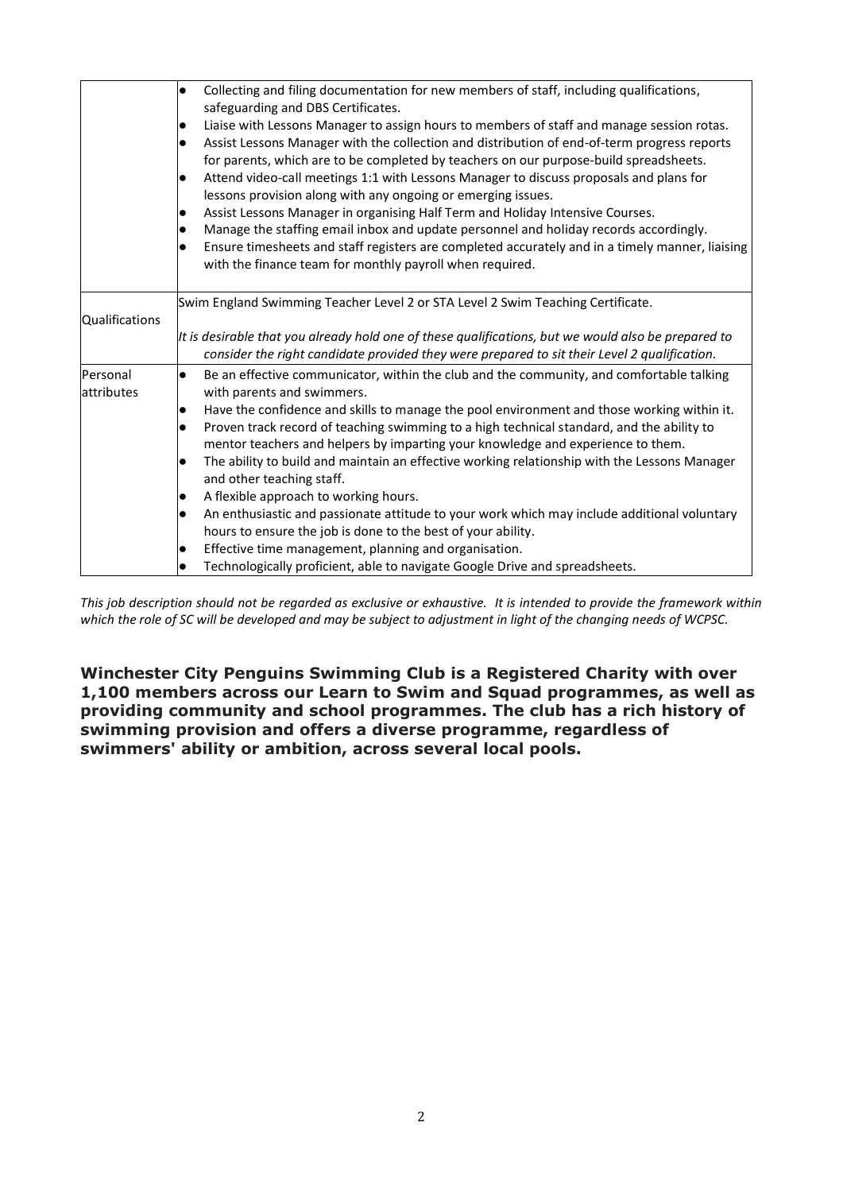| | |
|---|---|
| | • Collecting and filing documentation for new members of staff, including qualifications, safeguarding and DBS Certificates.<br>• Liaise with Lessons Manager to assign hours to members of staff and manage session rotas.<br>• Assist Lessons Manager with the collection and distribution of end-of-term progress reports for parents, which are to be completed by teachers on our purpose-build spreadsheets.<br>• Attend video-call meetings 1:1 with Lessons Manager to discuss proposals and plans for lessons provision along with any ongoing or emerging issues.<br>• Assist Lessons Manager in organising Half Term and Holiday Intensive Courses.<br>• Manage the staffing email inbox and update personnel and holiday records accordingly.<br>• Ensure timesheets and staff registers are completed accurately and in a timely manner, liaising with the finance team for monthly payroll when required. |
| Qualifications | Swim England Swimming Teacher Level 2 or STA Level 2 Swim Teaching Certificate.<br><br>*It is desirable that you already hold one of these qualifications, but we would also be prepared to consider the right candidate provided they were prepared to sit their Level 2 qualification.* |
| Personal attributes | • Be an effective communicator, within the club and the community, and comfortable talking with parents and swimmers.<br>• Have the confidence and skills to manage the pool environment and those working within it.<br>• Proven track record of teaching swimming to a high technical standard, and the ability to mentor teachers and helpers by imparting your knowledge and experience to them.<br>• The ability to build and maintain an effective working relationship with the Lessons Manager and other teaching staff.<br>• A flexible approach to working hours.<br>• An enthusiastic and passionate attitude to your work which may include additional voluntary hours to ensure the job is done to the best of your ability.<br>• Effective time management, planning and organisation.<br>• Technologically proficient, able to navigate Google Drive and spreadsheets. |

*This job description should not be regarded as exclusive or exhaustive. It is intended to provide the framework within which the role of SC will be developed and may be subject to adjustment in light of the changing needs of WCPSC.*

**Winchester City Penguins Swimming Club is a Registered Charity with over 1,100 members across our Learn to Swim and Squad programmes, as well as providing community and school programmes. The club has a rich history of swimming provision and offers a diverse programme, regardless of swimmers' ability or ambition, across several local pools.**